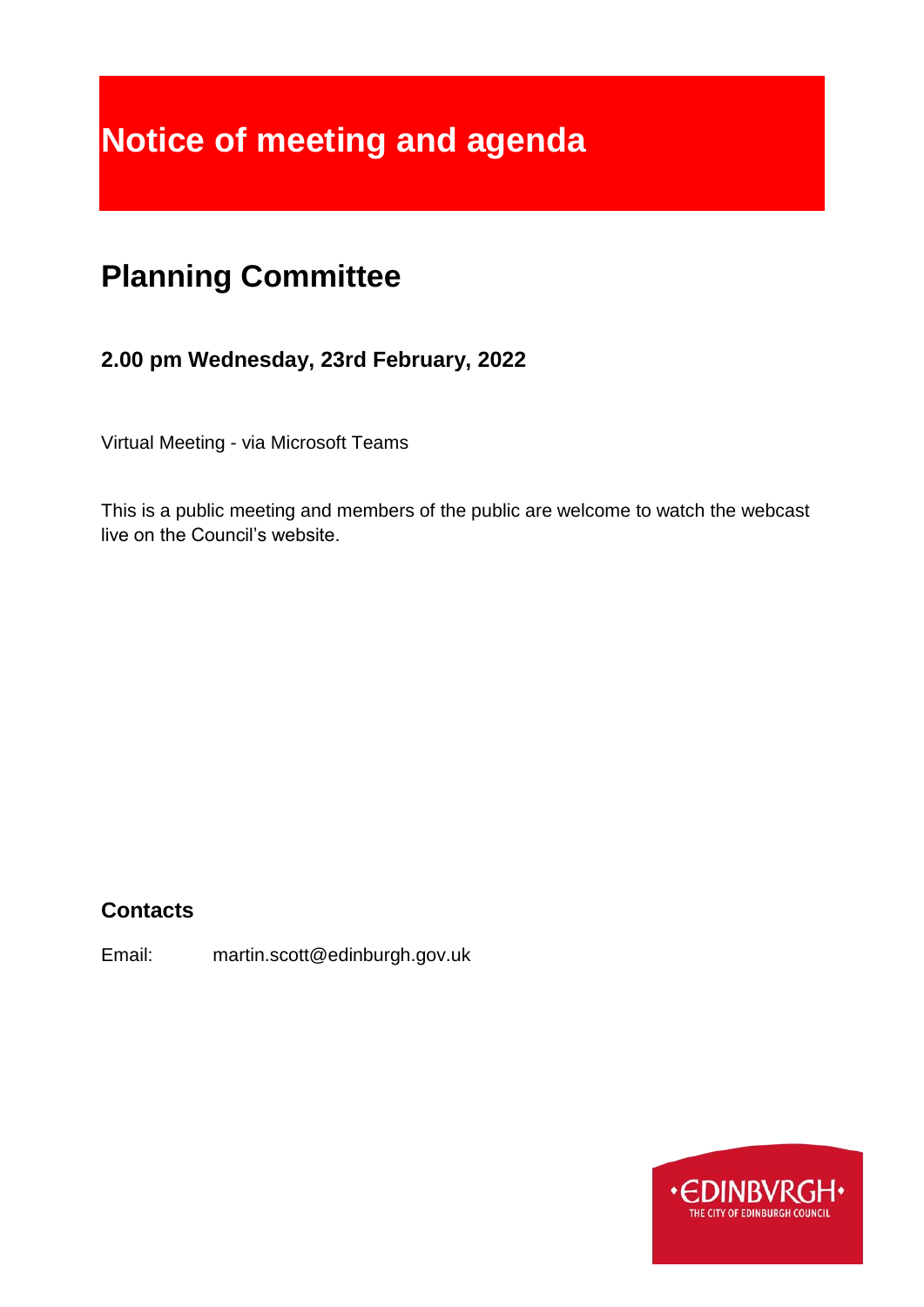# Notice of meeting and agenda

## Planning Committee

### 2.00 pm Wednesday, 23rd February, 2022

Virtual Meeting - via Microsoft Teams

This is a public meeting and members of the public are welcome to watch the webcast live on the Council's website.

### Contacts

Email: martin.scott@edinburgh.gov.uk

•EDINBVRGH•
THE CITY OF EDINBURGH COUNCIL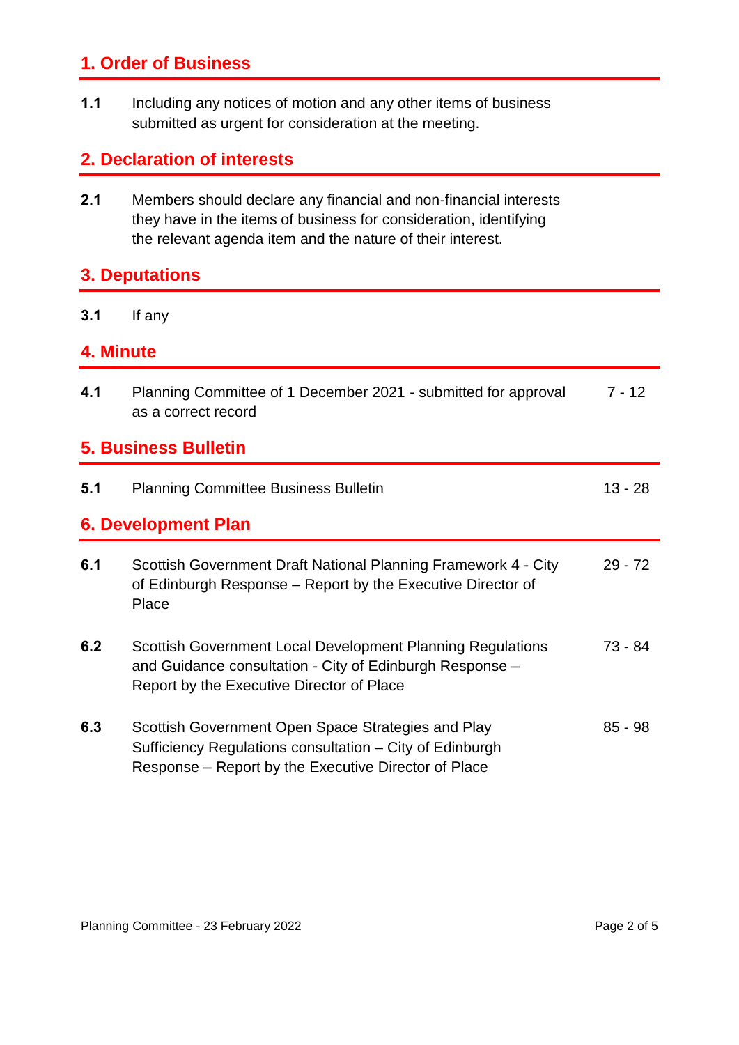## 1. Order of Business

| | | |
|---|---|---|
| **1.1** | Including any notices of motion and any other items of business submitted as urgent for consideration at the meeting. | |

## 2. Declaration of interests

| | | |
|---|---|---|
| **2.1** | Members should declare any financial and non-financial interests they have in the items of business for consideration, identifying the relevant agenda item and the nature of their interest. | |

## 3. Deputations

| | | |
|---|---|---|
| **3.1** | If any | |

## 4. Minute

| | | |
|---|---|---|
| **4.1** | Planning Committee of 1 December 2021 - submitted for approval as a correct record | 7 - 12 |

## 5. Business Bulletin

| | | |
|---|---|---|
| **5.1** | Planning Committee Business Bulletin | 13 - 28 |

## 6. Development Plan

| | | |
|---|---|---|
| **6.1** | Scottish Government Draft National Planning Framework 4 - City of Edinburgh Response – Report by the Executive Director of Place | 29 - 72 |
| **6.2** | Scottish Government Local Development Planning Regulations and Guidance consultation - City of Edinburgh Response – Report by the Executive Director of Place | 73 - 84 |
| **6.3** | Scottish Government Open Space Strategies and Play Sufficiency Regulations consultation – City of Edinburgh Response – Report by the Executive Director of Place | 85 - 98 |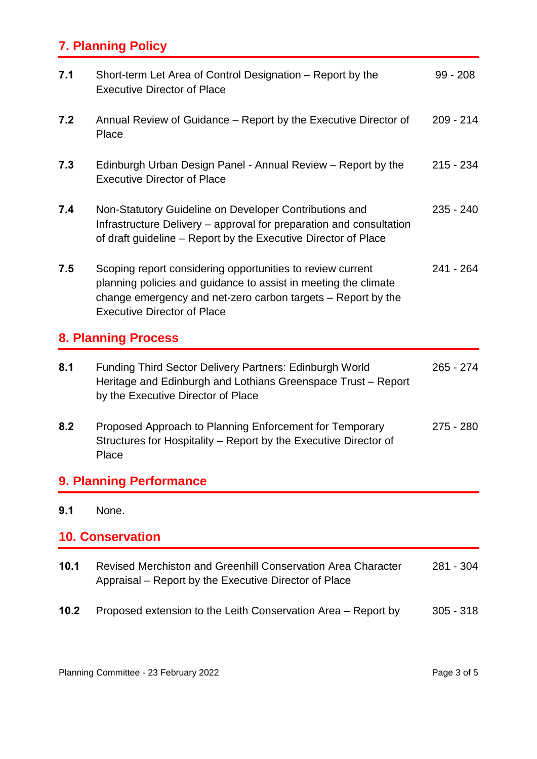## 7. Planning Policy

| | | |
|---|---|---|
| **7.1** | Short-term Let Area of Control Designation – Report by the Executive Director of Place | 99 - 208 |
| **7.2** | Annual Review of Guidance – Report by the Executive Director of Place | 209 - 214 |
| **7.3** | Edinburgh Urban Design Panel - Annual Review – Report by the Executive Director of Place | 215 - 234 |
| **7.4** | Non-Statutory Guideline on Developer Contributions and Infrastructure Delivery – approval for preparation and consultation of draft guideline – Report by the Executive Director of Place | 235 - 240 |
| **7.5** | Scoping report considering opportunities to review current planning policies and guidance to assist in meeting the climate change emergency and net-zero carbon targets – Report by the Executive Director of Place | 241 - 264 |

## 8. Planning Process

| | | |
|---|---|---|
| **8.1** | Funding Third Sector Delivery Partners: Edinburgh World Heritage and Edinburgh and Lothians Greenspace Trust – Report by the Executive Director of Place | 265 - 274 |
| **8.2** | Proposed Approach to Planning Enforcement for Temporary Structures for Hospitality – Report by the Executive Director of Place | 275 - 280 |

## 9. Planning Performance

**9.1** None.

## 10. Conservation

| | | |
|---|---|---|
| **10.1** | Revised Merchiston and Greenhill Conservation Area Character Appraisal – Report by the Executive Director of Place | 281 - 304 |
| **10.2** | Proposed extension to the Leith Conservation Area – Report by | 305 - 318 |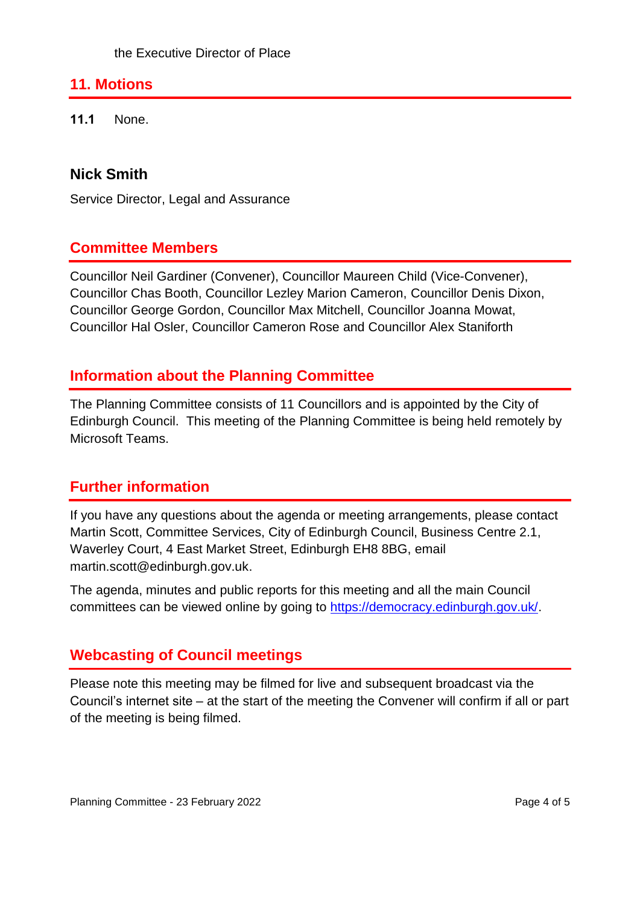the Executive Director of Place

## 11. Motions

**11.1** None.

**Nick Smith**

Service Director, Legal and Assurance

## Committee Members

Councillor Neil Gardiner (Convener), Councillor Maureen Child (Vice-Convener), Councillor Chas Booth, Councillor Lezley Marion Cameron, Councillor Denis Dixon, Councillor George Gordon, Councillor Max Mitchell, Councillor Joanna Mowat, Councillor Hal Osler, Councillor Cameron Rose and Councillor Alex Staniforth

## Information about the Planning Committee

The Planning Committee consists of 11 Councillors and is appointed by the City of Edinburgh Council. This meeting of the Planning Committee is being held remotely by Microsoft Teams.

## Further information

If you have any questions about the agenda or meeting arrangements, please contact Martin Scott, Committee Services, City of Edinburgh Council, Business Centre 2.1, Waverley Court, 4 East Market Street, Edinburgh EH8 8BG, email martin.scott@edinburgh.gov.uk.

The agenda, minutes and public reports for this meeting and all the main Council committees can be viewed online by going to [https://democracy.edinburgh.gov.uk/](https://democracy.edinburgh.gov.uk/).

## Webcasting of Council meetings

Please note this meeting may be filmed for live and subsequent broadcast via the Council's internet site – at the start of the meeting the Convener will confirm if all or part of the meeting is being filmed.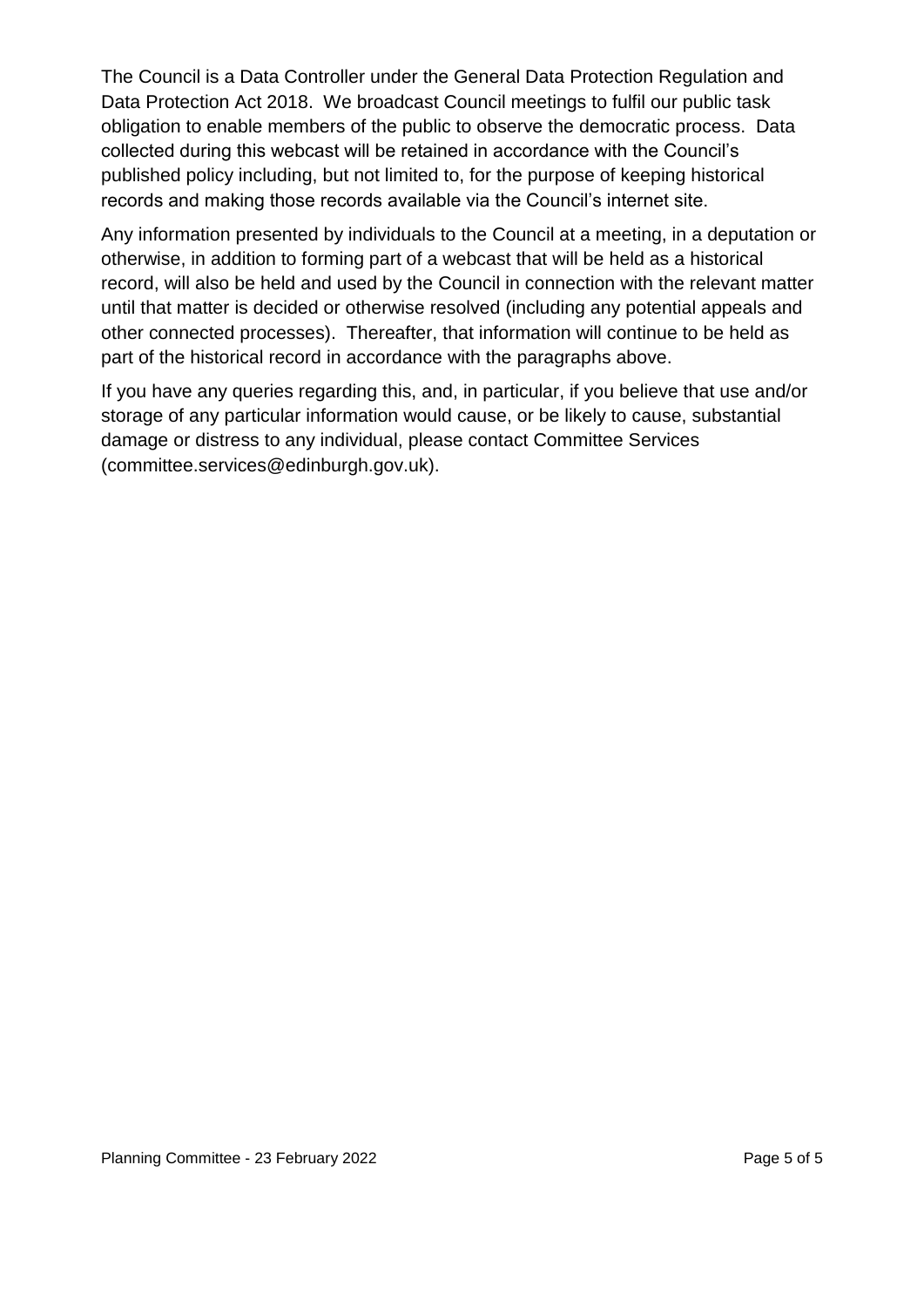The Council is a Data Controller under the General Data Protection Regulation and Data Protection Act 2018. We broadcast Council meetings to fulfil our public task obligation to enable members of the public to observe the democratic process. Data collected during this webcast will be retained in accordance with the Council's published policy including, but not limited to, for the purpose of keeping historical records and making those records available via the Council's internet site.

Any information presented by individuals to the Council at a meeting, in a deputation or otherwise, in addition to forming part of a webcast that will be held as a historical record, will also be held and used by the Council in connection with the relevant matter until that matter is decided or otherwise resolved (including any potential appeals and other connected processes). Thereafter, that information will continue to be held as part of the historical record in accordance with the paragraphs above.

If you have any queries regarding this, and, in particular, if you believe that use and/or storage of any particular information would cause, or be likely to cause, substantial damage or distress to any individual, please contact Committee Services (committee.services@edinburgh.gov.uk).